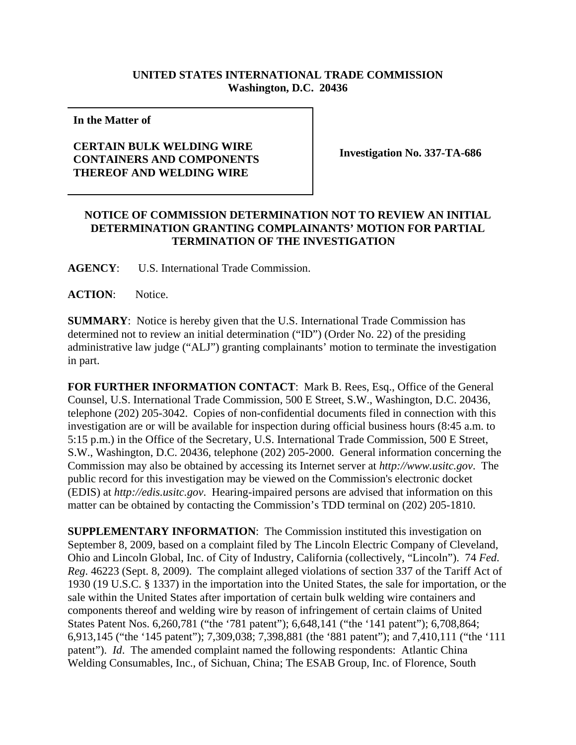**UNITED STATES INTERNATIONAL TRADE COMMISSION**
**Washington, D.C. 20436**

| **In the Matter of**<br><br>**CERTAIN BULK WELDING WIRE CONTAINERS AND COMPONENTS THEREOF AND WELDING WIRE** | **Investigation No. 337-TA-686** |
|---|---|

## NOTICE OF COMMISSION DETERMINATION NOT TO REVIEW AN INITIAL DETERMINATION GRANTING COMPLAINANTS' MOTION FOR PARTIAL TERMINATION OF THE INVESTIGATION

**AGENCY**: U.S. International Trade Commission.

**ACTION**: Notice.

**SUMMARY**: Notice is hereby given that the U.S. International Trade Commission has determined not to review an initial determination ("ID") (Order No. 22) of the presiding administrative law judge ("ALJ") granting complainants' motion to terminate the investigation in part.

**FOR FURTHER INFORMATION CONTACT**: Mark B. Rees, Esq., Office of the General Counsel, U.S. International Trade Commission, 500 E Street, S.W., Washington, D.C. 20436, telephone (202) 205-3042. Copies of non-confidential documents filed in connection with this investigation are or will be available for inspection during official business hours (8:45 a.m. to 5:15 p.m.) in the Office of the Secretary, U.S. International Trade Commission, 500 E Street, S.W., Washington, D.C. 20436, telephone (202) 205-2000. General information concerning the Commission may also be obtained by accessing its Internet server at *http://www.usitc.gov*. The public record for this investigation may be viewed on the Commission's electronic docket (EDIS) at *http://edis.usitc.gov*. Hearing-impaired persons are advised that information on this matter can be obtained by contacting the Commission's TDD terminal on (202) 205-1810.

**SUPPLEMENTARY INFORMATION**: The Commission instituted this investigation on September 8, 2009, based on a complaint filed by The Lincoln Electric Company of Cleveland, Ohio and Lincoln Global, Inc. of City of Industry, California (collectively, "Lincoln"). 74 *Fed. Reg*. 46223 (Sept. 8, 2009). The complaint alleged violations of section 337 of the Tariff Act of 1930 (19 U.S.C. § 1337) in the importation into the United States, the sale for importation, or the sale within the United States after importation of certain bulk welding wire containers and components thereof and welding wire by reason of infringement of certain claims of United States Patent Nos. 6,260,781 ("the '781 patent"); 6,648,141 ("the '141 patent"); 6,708,864; 6,913,145 ("the '145 patent"); 7,309,038; 7,398,881 (the '881 patent"); and 7,410,111 ("the '111 patent"). *Id*. The amended complaint named the following respondents: Atlantic China Welding Consumables, Inc., of Sichuan, China; The ESAB Group, Inc. of Florence, South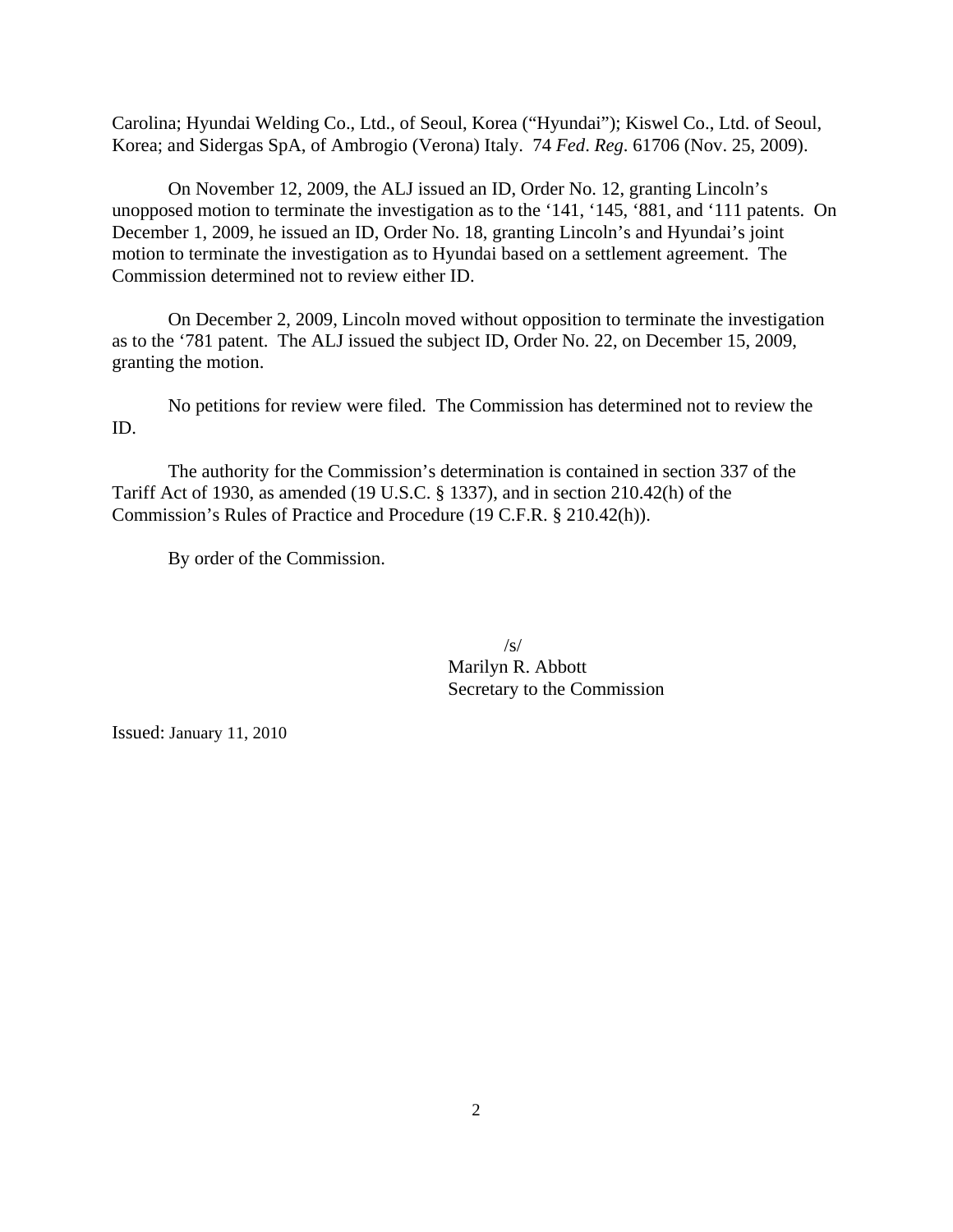Carolina; Hyundai Welding Co., Ltd., of Seoul, Korea ("Hyundai"); Kiswel Co., Ltd. of Seoul, Korea; and Sidergas SpA, of Ambrogio (Verona) Italy. 74 *Fed*. *Reg*. 61706 (Nov. 25, 2009).

On November 12, 2009, the ALJ issued an ID, Order No. 12, granting Lincoln's unopposed motion to terminate the investigation as to the '141, '145, '881, and '111 patents. On December 1, 2009, he issued an ID, Order No. 18, granting Lincoln's and Hyundai's joint motion to terminate the investigation as to Hyundai based on a settlement agreement. The Commission determined not to review either ID.

On December 2, 2009, Lincoln moved without opposition to terminate the investigation as to the '781 patent. The ALJ issued the subject ID, Order No. 22, on December 15, 2009, granting the motion.

No petitions for review were filed. The Commission has determined not to review the ID.

The authority for the Commission's determination is contained in section 337 of the Tariff Act of 1930, as amended (19 U.S.C. § 1337), and in section 210.42(h) of the Commission's Rules of Practice and Procedure (19 C.F.R. § 210.42(h)).

By order of the Commission.

/s/
Marilyn R. Abbott
Secretary to the Commission

Issued: January 11, 2010